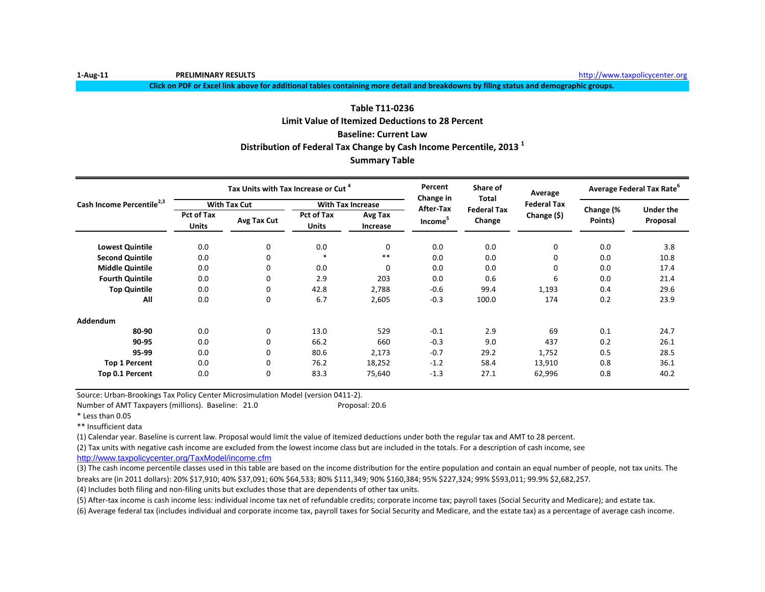1-Aug-11 **PRELIMINARY RESULTS** http://www.taxpolicycenter.org

**Click on PDF or Excel link above for additional tables containing more detail and breakdowns by filing status and demographic groups.**

## Table T11-0236
## Limit Value of Itemized Deductions to 28 Percent
## Baseline: Current Law
## Distribution of Federal Tax Change by Cash Income Percentile, 2013 [1]
## Summary Table

| Cash Income Percentile[2,3] | Tax Units with Tax Increase or Cut [4] | | | | Percent Change in After-Tax Income[5] | Share of Total Federal Tax Change | Average Federal Tax Change ($) | Average Federal Tax Rate[6] | |
|---|---|---|---|---|---|---|---|---|---|
| | With Tax Cut | | With Tax Increase | | | | | | |
| | Pct of Tax Units | Avg Tax Cut | Pct of Tax Units | Avg Tax Increase | | | | Change (% Points) | Under the Proposal |
| **Lowest Quintile** | 0.0 | 0 | 0.0 | 0 | 0.0 | 0.0 | 0 | 0.0 | 3.8 |
| **Second Quintile** | 0.0 | 0 | * | ** | 0.0 | 0.0 | 0 | 0.0 | 10.8 |
| **Middle Quintile** | 0.0 | 0 | 0.0 | 0 | 0.0 | 0.0 | 0 | 0.0 | 17.4 |
| **Fourth Quintile** | 0.0 | 0 | 2.9 | 203 | 0.0 | 0.6 | 6 | 0.0 | 21.4 |
| **Top Quintile** | 0.0 | 0 | 42.8 | 2,788 | -0.6 | 99.4 | 1,193 | 0.4 | 29.6 |
| **All** | 0.0 | 0 | 6.7 | 2,605 | -0.3 | 100.0 | 174 | 0.2 | 23.9 |
| **Addendum** | | | | | | | | | |
| **80-90** | 0.0 | 0 | 13.0 | 529 | -0.1 | 2.9 | 69 | 0.1 | 24.7 |
| **90-95** | 0.0 | 0 | 66.2 | 660 | -0.3 | 9.0 | 437 | 0.2 | 26.1 |
| **95-99** | 0.0 | 0 | 80.6 | 2,173 | -0.7 | 29.2 | 1,752 | 0.5 | 28.5 |
| **Top 1 Percent** | 0.0 | 0 | 76.2 | 18,252 | -1.2 | 58.4 | 13,910 | 0.8 | 36.1 |
| **Top 0.1 Percent** | 0.0 | 0 | 83.3 | 75,640 | -1.3 | 27.1 | 62,996 | 0.8 | 40.2 |

Source: Urban-Brookings Tax Policy Center Microsimulation Model (version 0411-2).

Number of AMT Taxpayers (millions). Baseline: 21.0 Proposal: 20.6

* Less than 0.05

** Insufficient data

(1) Calendar year. Baseline is current law. Proposal would limit the value of itemized deductions under both the regular tax and AMT to 28 percent.

(2) Tax units with negative cash income are excluded from the lowest income class but are included in the totals. For a description of cash income, see http://www.taxpolicycenter.org/TaxModel/income.cfm

(3) The cash income percentile classes used in this table are based on the income distribution for the entire population and contain an equal number of people, not tax units. The breaks are (in 2011 dollars): 20% $17,910; 40% $37,091; 60% $64,533; 80% $111,349; 90% $160,384; 95% $227,324; 99% $593,011; 99.9% $2,682,257.

(4) Includes both filing and non-filing units but excludes those that are dependents of other tax units.

(5) After-tax income is cash income less: individual income tax net of refundable credits; corporate income tax; payroll taxes (Social Security and Medicare); and estate tax.

(6) Average federal tax (includes individual and corporate income tax, payroll taxes for Social Security and Medicare, and the estate tax) as a percentage of average cash income.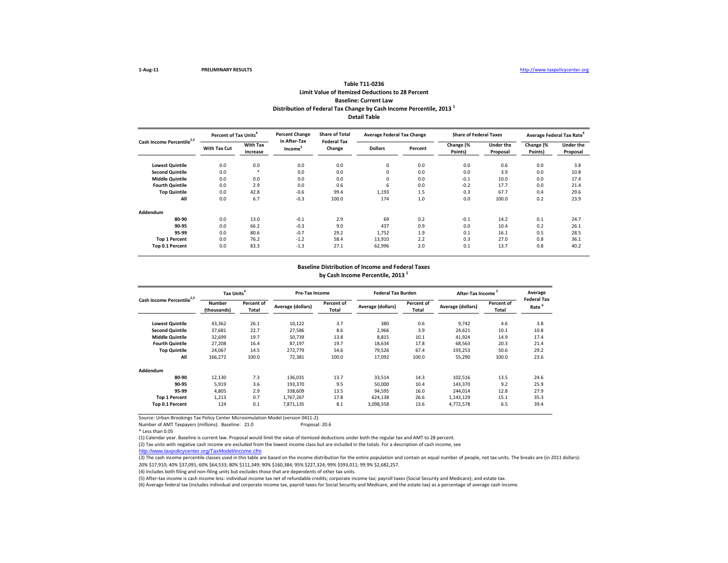1-Aug-11 **PRELIMINARY RESULTS** http://www.taxpolicycenter.org

**Table T11-0236**
**Limit Value of Itemized Deductions to 28 Percent**
**Baseline: Current Law**
**Distribution of Federal Tax Change by Cash Income Percentile, 2013 [1]**
**Detail Table**

| Cash Income Percentile[2,3] | Percent of Tax Units[4] | | Percent Change in After-Tax Income[5] | Share of Total Federal Tax Change | Average Federal Tax Change | | Share of Federal Taxes | | Average Federal Tax Rate[6] | |
|---|---|---|---|---|---|---|---|---|---|---|
| | With Tax Cut | With Tax Increase | | | Dollars | Percent | Change (% Points) | Under the Proposal | Change (% Points) | Under the Proposal |
| Lowest Quintile | 0.0 | 0.0 | 0.0 | 0.0 | 0 | 0.0 | 0.0 | 0.6 | 0.0 | 3.8 |
| Second Quintile | 0.0 | * | 0.0 | 0.0 | 0 | 0.0 | 0.0 | 3.9 | 0.0 | 10.8 |
| Middle Quintile | 0.0 | 0.0 | 0.0 | 0.0 | 0 | 0.0 | -0.1 | 10.0 | 0.0 | 17.4 |
| Fourth Quintile | 0.0 | 2.9 | 0.0 | 0.6 | 6 | 0.0 | -0.2 | 17.7 | 0.0 | 21.4 |
| Top Quintile | 0.0 | 42.8 | -0.6 | 99.4 | 1,193 | 1.5 | 0.3 | 67.7 | 0.4 | 29.6 |
| All | 0.0 | 6.7 | -0.3 | 100.0 | 174 | 1.0 | 0.0 | 100.0 | 0.2 | 23.9 |
| **Addendum** | | | | | | | | | | |
| 80-90 | 0.0 | 13.0 | -0.1 | 2.9 | 69 | 0.2 | -0.1 | 14.2 | 0.1 | 24.7 |
| 90-95 | 0.0 | 66.2 | -0.3 | 9.0 | 437 | 0.9 | 0.0 | 10.4 | 0.2 | 26.1 |
| 95-99 | 0.0 | 80.6 | -0.7 | 29.2 | 1,752 | 1.9 | 0.1 | 16.1 | 0.5 | 28.5 |
| Top 1 Percent | 0.0 | 76.2 | -1.2 | 58.4 | 13,910 | 2.2 | 0.3 | 27.0 | 0.8 | 36.1 |
| Top 0.1 Percent | 0.0 | 83.3 | -1.3 | 27.1 | 62,996 | 2.0 | 0.1 | 13.7 | 0.8 | 40.2 |

**Baseline Distribution of Income and Federal Taxes**
**by Cash Income Percentile, 2013 [1]**

| Cash Income Percentile[2,3] | Tax Units[4] | | Pre-Tax Income | | Federal Tax Burden | | After-Tax Income[5] | | Average Federal Tax Rate[6] |
|---|---|---|---|---|---|---|---|---|---|
| | Number (thousands) | Percent of Total | Average (dollars) | Percent of Total | Average (dollars) | Percent of Total | Average (dollars) | Percent of Total | |
| Lowest Quintile | 43,362 | 26.1 | 10,122 | 3.7 | 380 | 0.6 | 9,742 | 4.6 | 3.8 |
| Second Quintile | 37,681 | 22.7 | 27,586 | 8.6 | 2,966 | 3.9 | 24,621 | 10.1 | 10.8 |
| Middle Quintile | 32,699 | 19.7 | 50,739 | 13.8 | 8,815 | 10.1 | 41,924 | 14.9 | 17.4 |
| Fourth Quintile | 27,208 | 16.4 | 87,197 | 19.7 | 18,634 | 17.8 | 68,563 | 20.3 | 21.4 |
| Top Quintile | 24,067 | 14.5 | 272,779 | 54.6 | 79,526 | 67.4 | 193,253 | 50.6 | 29.2 |
| All | 166,272 | 100.0 | 72,381 | 100.0 | 17,092 | 100.0 | 55,290 | 100.0 | 23.6 |
| **Addendum** | | | | | | | | | |
| 80-90 | 12,130 | 7.3 | 136,031 | 13.7 | 33,514 | 14.3 | 102,516 | 13.5 | 24.6 |
| 90-95 | 5,919 | 3.6 | 193,370 | 9.5 | 50,000 | 10.4 | 143,370 | 9.2 | 25.9 |
| 95-99 | 4,805 | 2.9 | 338,609 | 13.5 | 94,595 | 16.0 | 244,014 | 12.8 | 27.9 |
| Top 1 Percent | 1,213 | 0.7 | 1,767,267 | 17.8 | 624,138 | 26.6 | 1,143,129 | 15.1 | 35.3 |
| Top 0.1 Percent | 124 | 0.1 | 7,871,135 | 8.1 | 3,098,558 | 13.6 | 4,772,578 | 6.5 | 39.4 |

Source: Urban-Brookings Tax Policy Center Microsimulation Model (version 0411-2).

Number of AMT Taxpayers (millions). Baseline: 21.0 Proposal: 20.6

\* Less than 0.05

(1) Calendar year. Baseline is current law. Proposal would limit the value of itemized deductions under both the regular tax and AMT to 28 percent.

(2) Tax units with negative cash income are excluded from the lowest income class but are included in the totals. For a description of cash income, see http://www.taxpolicycenter.org/TaxModel/income.cfm

(3) The cash income percentile classes used in this table are based on the income distribution for the entire population and contain an equal number of people, not tax units. The breaks are (in 2011 dollars): 20% $17,910; 40% $37,091; 60% $64,533; 80% $111,349; 90% $160,384; 95% $227,324; 99% $593,011; 99.9% $2,682,257.

(4) Includes both filing and non-filing units but excludes those that are dependents of other tax units.

(5) After-tax income is cash income less: individual income tax net of refundable credits; corporate income tax; payroll taxes (Social Security and Medicare); and estate tax.

(6) Average federal tax (includes individual and corporate income tax, payroll taxes for Social Security and Medicare, and the estate tax) as a percentage of average cash income.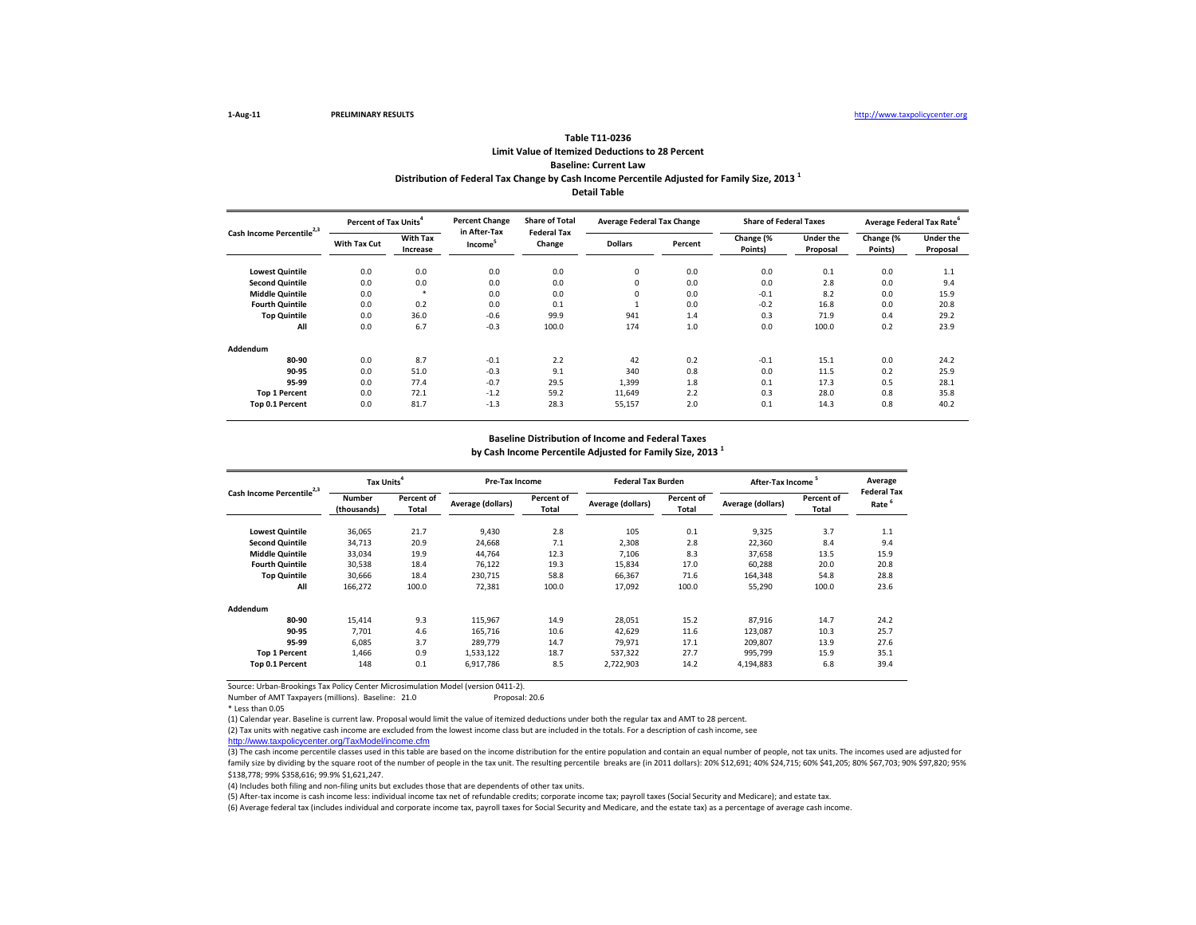**Table T11-0236**

**Limit Value of Itemized Deductions to 28 Percent**

**Baseline: Current Law**

**Distribution of Federal Tax Change by Cash Income Percentile Adjusted for Family Size, 2013 [1]**

**Detail Table**

| Cash Income Percentile [2,3] | Percent of Tax Units [4] | | Percent Change in After-Tax Income [5] | Share of Total Federal Tax Change | Average Federal Tax Change | | Share of Federal Taxes | | Average Federal Tax Rate [6] | |
|---|---|---|---|---|---|---|---|---|---|---|
| | With Tax Cut | With Tax Increase | | | Dollars | Percent | Change (% Points) | Under the Proposal | Change (% Points) | Under the Proposal |
| Lowest Quintile | 0.0 | 0.0 | 0.0 | 0.0 | 0 | 0.0 | 0.0 | 0.1 | 0.0 | 1.1 |
| Second Quintile | 0.0 | 0.0 | 0.0 | 0.0 | 0 | 0.0 | 0.0 | 2.8 | 0.0 | 9.4 |
| Middle Quintile | 0.0 | * | 0.0 | 0.0 | 0 | 0.0 | -0.1 | 8.2 | 0.0 | 15.9 |
| Fourth Quintile | 0.0 | 0.2 | 0.0 | 0.1 | 1 | 0.0 | -0.2 | 16.8 | 0.0 | 20.8 |
| Top Quintile | 0.0 | 36.0 | -0.6 | 99.9 | 941 | 1.4 | 0.3 | 71.9 | 0.4 | 29.2 |
| All | 0.0 | 6.7 | -0.3 | 100.0 | 174 | 1.0 | 0.0 | 100.0 | 0.2 | 23.9 |
| **Addendum** | | | | | | | | | | |
| 80-90 | 0.0 | 8.7 | -0.1 | 2.2 | 42 | 0.2 | -0.1 | 15.1 | 0.0 | 24.2 |
| 90-95 | 0.0 | 51.0 | -0.3 | 9.1 | 340 | 0.8 | 0.0 | 11.5 | 0.2 | 25.9 |
| 95-99 | 0.0 | 77.4 | -0.7 | 29.5 | 1,399 | 1.8 | 0.1 | 17.3 | 0.5 | 28.1 |
| Top 1 Percent | 0.0 | 72.1 | -1.2 | 59.2 | 11,649 | 2.2 | 0.3 | 28.0 | 0.8 | 35.8 |
| Top 0.1 Percent | 0.0 | 81.7 | -1.3 | 28.3 | 55,157 | 2.0 | 0.1 | 14.3 | 0.8 | 40.2 |

**Baseline Distribution of Income and Federal Taxes**

**by Cash Income Percentile Adjusted for Family Size, 2013 [1]**

| Cash Income Percentile [2,3] | Tax Units [4] | | Pre-Tax Income | | Federal Tax Burden | | After-Tax Income [5] | | Average Federal Tax Rate [6] |
|---|---|---|---|---|---|---|---|---|---|
| | Number (thousands) | Percent of Total | Average (dollars) | Percent of Total | Average (dollars) | Percent of Total | Average (dollars) | Percent of Total | |
| Lowest Quintile | 36,065 | 21.7 | 9,430 | 2.8 | 105 | 0.1 | 9,325 | 3.7 | 1.1 |
| Second Quintile | 34,713 | 20.9 | 24,668 | 7.1 | 2,308 | 2.8 | 22,360 | 8.4 | 9.4 |
| Middle Quintile | 33,034 | 19.9 | 44,764 | 12.3 | 7,106 | 8.3 | 37,658 | 13.5 | 15.9 |
| Fourth Quintile | 30,538 | 18.4 | 76,122 | 19.3 | 15,834 | 17.0 | 60,288 | 20.0 | 20.8 |
| Top Quintile | 30,666 | 18.4 | 230,715 | 58.8 | 66,367 | 71.6 | 164,348 | 54.8 | 28.8 |
| All | 166,272 | 100.0 | 72,381 | 100.0 | 17,092 | 100.0 | 55,290 | 100.0 | 23.6 |
| **Addendum** | | | | | | | | | |
| 80-90 | 15,414 | 9.3 | 115,967 | 14.9 | 28,051 | 15.2 | 87,916 | 14.7 | 24.2 |
| 90-95 | 7,701 | 4.6 | 165,716 | 10.6 | 42,629 | 11.6 | 123,087 | 10.3 | 25.7 |
| 95-99 | 6,085 | 3.7 | 289,779 | 14.7 | 79,971 | 17.1 | 209,807 | 13.9 | 27.6 |
| Top 1 Percent | 1,466 | 0.9 | 1,533,122 | 18.7 | 537,322 | 27.7 | 995,799 | 15.9 | 35.1 |
| Top 0.1 Percent | 148 | 0.1 | 6,917,786 | 8.5 | 2,722,903 | 14.2 | 4,194,883 | 6.8 | 39.4 |

Source: Urban-Brookings Tax Policy Center Microsimulation Model (version 0411-2).

Number of AMT Taxpayers (millions). Baseline: 21.0 Proposal: 20.6

* Less than 0.05

(1) Calendar year. Baseline is current law. Proposal would limit the value of itemized deductions under both the regular tax and AMT to 28 percent.

(2) Tax units with negative cash income are excluded from the lowest income class but are included in the totals. For a description of cash income, see http://www.taxpolicycenter.org/TaxModel/income.cfm

(3) The cash income percentile classes used in this table are based on the income distribution for the entire population and contain an equal number of people, not tax units. The incomes used are adjusted for family size by dividing by the square root of the number of people in the tax unit. The resulting percentile breaks are (in 2011 dollars): 20% $12,691; 40% $24,715; 60% $41,205; 80% $67,703; 90% $97,820; 95% $138,778; 99% $358,616; 99.9% $1,621,247.

(4) Includes both filing and non-filing units but excludes those that are dependents of other tax units.

(5) After-tax income is cash income less: individual income tax net of refundable credits; corporate income tax; payroll taxes (Social Security and Medicare); and estate tax.

(6) Average federal tax (includes individual and corporate income tax, payroll taxes for Social Security and Medicare, and the estate tax) as a percentage of average cash income.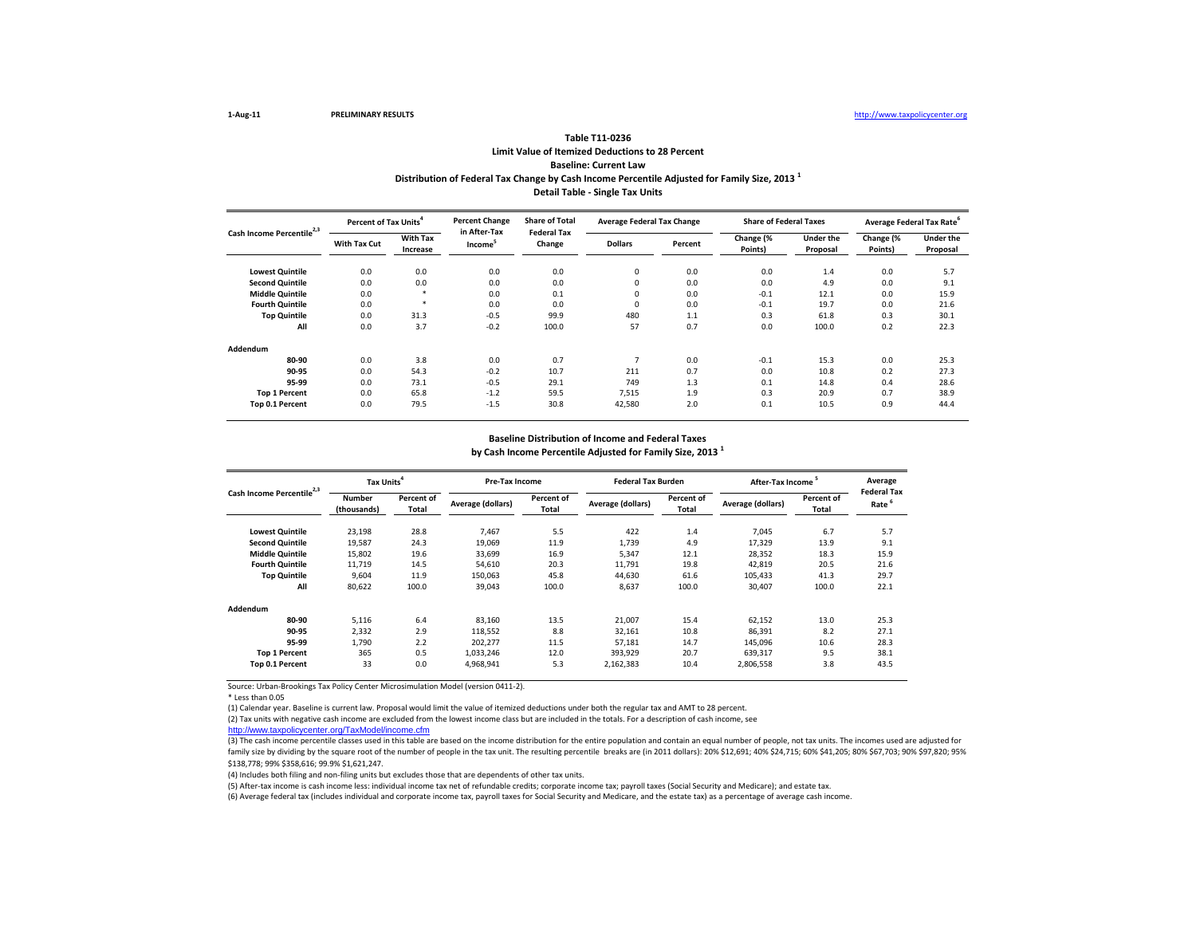1-Aug-11 PRELIMINARY RESULTS http://www.taxpolicycenter.org

## Table T11-0236
### Limit Value of Itemized Deductions to 28 Percent
### Baseline: Current Law
### Distribution of Federal Tax Change by Cash Income Percentile Adjusted for Family Size, 2013 [1]
### Detail Table - Single Tax Units

| Cash Income Percentile[2,3] | Percent of Tax Units[4] | | Percent Change in After-Tax Income[5] | Share of Total Federal Tax Change | Average Federal Tax Change | | Share of Federal Taxes | | Average Federal Tax Rate[6] | |
|---|---|---|---|---|---|---|---|---|---|---|
| | With Tax Cut | With Tax Increase | | | Dollars | Percent | Change (% Points) | Under the Proposal | Change (% Points) | Under the Proposal |
| Lowest Quintile | 0.0 | 0.0 | 0.0 | 0.0 | 0 | 0.0 | 0.0 | 1.4 | 0.0 | 5.7 |
| Second Quintile | 0.0 | 0.0 | 0.0 | 0.0 | 0 | 0.0 | 0.0 | 4.9 | 0.0 | 9.1 |
| Middle Quintile | 0.0 | * | 0.0 | 0.1 | 0 | 0.0 | -0.1 | 12.1 | 0.0 | 15.9 |
| Fourth Quintile | 0.0 | * | 0.0 | 0.0 | 0 | 0.0 | -0.1 | 19.7 | 0.0 | 21.6 |
| Top Quintile | 0.0 | 31.3 | -0.5 | 99.9 | 480 | 1.1 | 0.3 | 61.8 | 0.3 | 30.1 |
| All | 0.0 | 3.7 | -0.2 | 100.0 | 57 | 0.7 | 0.0 | 100.0 | 0.2 | 22.3 |
| **Addendum** | | | | | | | | | | |
| 80-90 | 0.0 | 3.8 | 0.0 | 0.7 | 7 | 0.0 | -0.1 | 15.3 | 0.0 | 25.3 |
| 90-95 | 0.0 | 54.3 | -0.2 | 10.7 | 211 | 0.7 | 0.0 | 10.8 | 0.2 | 27.3 |
| 95-99 | 0.0 | 73.1 | -0.5 | 29.1 | 749 | 1.3 | 0.1 | 14.8 | 0.4 | 28.6 |
| Top 1 Percent | 0.0 | 65.8 | -1.2 | 59.5 | 7,515 | 1.9 | 0.3 | 20.9 | 0.7 | 38.9 |
| Top 0.1 Percent | 0.0 | 79.5 | -1.5 | 30.8 | 42,580 | 2.0 | 0.1 | 10.5 | 0.9 | 44.4 |

### Baseline Distribution of Income and Federal Taxes
### by Cash Income Percentile Adjusted for Family Size, 2013 [1]

| Cash Income Percentile[2,3] | Tax Units[4] | | Pre-Tax Income | | Federal Tax Burden | | After-Tax Income[5] | | Average Federal Tax Rate[6] |
|---|---|---|---|---|---|---|---|---|---|
| | Number (thousands) | Percent of Total | Average (dollars) | Percent of Total | Average (dollars) | Percent of Total | Average (dollars) | Percent of Total | |
| Lowest Quintile | 23,198 | 28.8 | 7,467 | 5.5 | 422 | 1.4 | 7,045 | 6.7 | 5.7 |
| Second Quintile | 19,587 | 24.3 | 19,069 | 11.9 | 1,739 | 4.9 | 17,329 | 13.9 | 9.1 |
| Middle Quintile | 15,802 | 19.6 | 33,699 | 16.9 | 5,347 | 12.1 | 28,352 | 18.3 | 15.9 |
| Fourth Quintile | 11,719 | 14.5 | 54,610 | 20.3 | 11,791 | 19.8 | 42,819 | 20.5 | 21.6 |
| Top Quintile | 9,604 | 11.9 | 150,063 | 45.8 | 44,630 | 61.6 | 105,433 | 41.3 | 29.7 |
| All | 80,622 | 100.0 | 39,043 | 100.0 | 8,637 | 100.0 | 30,407 | 100.0 | 22.1 |
| **Addendum** | | | | | | | | | |
| 80-90 | 5,116 | 6.4 | 83,160 | 13.5 | 21,007 | 15.4 | 62,152 | 13.0 | 25.3 |
| 90-95 | 2,332 | 2.9 | 118,552 | 8.8 | 32,161 | 10.8 | 86,391 | 8.2 | 27.1 |
| 95-99 | 1,790 | 2.2 | 202,277 | 11.5 | 57,181 | 14.7 | 145,096 | 10.6 | 28.3 |
| Top 1 Percent | 365 | 0.5 | 1,033,246 | 12.0 | 393,929 | 20.7 | 639,317 | 9.5 | 38.1 |
| Top 0.1 Percent | 33 | 0.0 | 4,968,941 | 5.3 | 2,162,383 | 10.4 | 2,806,558 | 3.8 | 43.5 |

Source: Urban-Brookings Tax Policy Center Microsimulation Model (version 0411-2).

* Less than 0.05

(1) Calendar year. Baseline is current law. Proposal would limit the value of itemized deductions under both the regular tax and AMT to 28 percent.

(2) Tax units with negative cash income are excluded from the lowest income class but are included in the totals. For a description of cash income, see
http://www.taxpolicycenter.org/TaxModel/income.cfm

(3) The cash income percentile classes used in this table are based on the income distribution for the entire population and contain an equal number of people, not tax units. The incomes used are adjusted for family size by dividing by the square root of the number of people in the tax unit. The resulting percentile breaks are (in 2011 dollars): 20% $12,691; 40% $24,715; 60% $41,205; 80% $67,703; 90% $97,820; 95% $138,778; 99% $358,616; 99.9% $1,621,247.

(4) Includes both filing and non-filing units but excludes those that are dependents of other tax units.

(5) After-tax income is cash income less: individual income tax net of refundable credits; corporate income tax; payroll taxes (Social Security and Medicare); and estate tax.

(6) Average federal tax (includes individual and corporate income tax, payroll taxes for Social Security and Medicare, and the estate tax) as a percentage of average cash income.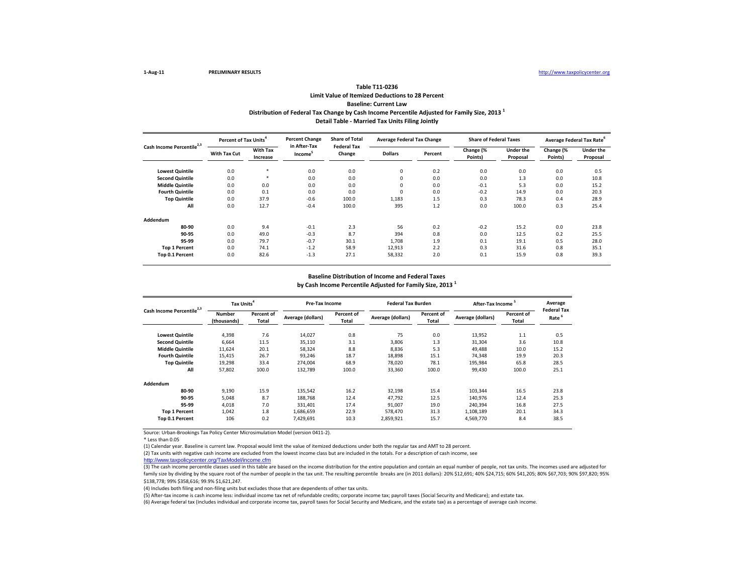1-Aug-11 **PRELIMINARY RESULTS** http://www.taxpolicycenter.org

## Table T11-0236
### Limit Value of Itemized Deductions to 28 Percent
### Baseline: Current Law
### Distribution of Federal Tax Change by Cash Income Percentile Adjusted for Family Size, 2013 [1]
### Detail Table - Married Tax Units Filing Jointly

| Cash Income Percentile[2,3] | Percent of Tax Units[4] | | Percent Change in After-Tax Income[5] | Share of Total Federal Tax Change | Average Federal Tax Change | | Share of Federal Taxes | | Average Federal Tax Rate[6] | |
|---|---|---|---|---|---|---|---|---|---|---|
| | With Tax Cut | With Tax Increase | | | Dollars | Percent | Change (% Points) | Under the Proposal | Change (% Points) | Under the Proposal |
| Lowest Quintile | 0.0 | * | 0.0 | 0.0 | 0 | 0.2 | 0.0 | 0.0 | 0.0 | 0.5 |
| Second Quintile | 0.0 | * | 0.0 | 0.0 | 0 | 0.0 | 0.0 | 1.3 | 0.0 | 10.8 |
| Middle Quintile | 0.0 | 0.0 | 0.0 | 0.0 | 0 | 0.0 | -0.1 | 5.3 | 0.0 | 15.2 |
| Fourth Quintile | 0.0 | 0.1 | 0.0 | 0.0 | 0 | 0.0 | -0.2 | 14.9 | 0.0 | 20.3 |
| Top Quintile | 0.0 | 37.9 | -0.6 | 100.0 | 1,183 | 1.5 | 0.3 | 78.3 | 0.4 | 28.9 |
| All | 0.0 | 12.7 | -0.4 | 100.0 | 395 | 1.2 | 0.0 | 100.0 | 0.3 | 25.4 |
| **Addendum** | | | | | | | | | | |
| 80-90 | 0.0 | 9.4 | -0.1 | 2.3 | 56 | 0.2 | -0.2 | 15.2 | 0.0 | 23.8 |
| 90-95 | 0.0 | 49.0 | -0.3 | 8.7 | 394 | 0.8 | 0.0 | 12.5 | 0.2 | 25.5 |
| 95-99 | 0.0 | 79.7 | -0.7 | 30.1 | 1,708 | 1.9 | 0.1 | 19.1 | 0.5 | 28.0 |
| Top 1 Percent | 0.0 | 74.1 | -1.2 | 58.9 | 12,913 | 2.2 | 0.3 | 31.6 | 0.8 | 35.1 |
| Top 0.1 Percent | 0.0 | 82.6 | -1.3 | 27.1 | 58,332 | 2.0 | 0.1 | 15.9 | 0.8 | 39.3 |

### Baseline Distribution of Income and Federal Taxes
### by Cash Income Percentile Adjusted for Family Size, 2013 [1]

| Cash Income Percentile[2,3] | Tax Units[4] | | Pre-Tax Income | | Federal Tax Burden | | After-Tax Income[5] | | Average Federal Tax Rate[6] |
|---|---|---|---|---|---|---|---|---|---|
| | Number (thousands) | Percent of Total | Average (dollars) | Percent of Total | Average (dollars) | Percent of Total | Average (dollars) | Percent of Total | |
| Lowest Quintile | 4,398 | 7.6 | 14,027 | 0.8 | 75 | 0.0 | 13,952 | 1.1 | 0.5 |
| Second Quintile | 6,664 | 11.5 | 35,110 | 3.1 | 3,806 | 1.3 | 31,304 | 3.6 | 10.8 |
| Middle Quintile | 11,624 | 20.1 | 58,324 | 8.8 | 8,836 | 5.3 | 49,488 | 10.0 | 15.2 |
| Fourth Quintile | 15,415 | 26.7 | 93,246 | 18.7 | 18,898 | 15.1 | 74,348 | 19.9 | 20.3 |
| Top Quintile | 19,298 | 33.4 | 274,004 | 68.9 | 78,020 | 78.1 | 195,984 | 65.8 | 28.5 |
| All | 57,802 | 100.0 | 132,789 | 100.0 | 33,360 | 100.0 | 99,430 | 100.0 | 25.1 |
| **Addendum** | | | | | | | | | |
| 80-90 | 9,190 | 15.9 | 135,542 | 16.2 | 32,198 | 15.4 | 103,344 | 16.5 | 23.8 |
| 90-95 | 5,048 | 8.7 | 188,768 | 12.4 | 47,792 | 12.5 | 140,976 | 12.4 | 25.3 |
| 95-99 | 4,018 | 7.0 | 331,401 | 17.4 | 91,007 | 19.0 | 240,394 | 16.8 | 27.5 |
| Top 1 Percent | 1,042 | 1.8 | 1,686,659 | 22.9 | 578,470 | 31.3 | 1,108,189 | 20.1 | 34.3 |
| Top 0.1 Percent | 106 | 0.2 | 7,429,691 | 10.3 | 2,859,921 | 15.7 | 4,569,770 | 8.4 | 38.5 |

Source: Urban-Brookings Tax Policy Center Microsimulation Model (version 0411-2).

* Less than 0.05

(1) Calendar year. Baseline is current law. Proposal would limit the value of itemized deductions under both the regular tax and AMT to 28 percent.

(2) Tax units with negative cash income are excluded from the lowest income class but are included in the totals. For a description of cash income, see
http://www.taxpolicycenter.org/TaxModel/income.cfm

(3) The cash income percentile classes used in this table are based on the income distribution for the entire population and contain an equal number of people, not tax units. The incomes used are adjusted for family size by dividing by the square root of the number of people in the tax unit. The resulting percentile breaks are (in 2011 dollars): 20% $12,691; 40% $24,715; 60% $41,205; 80% $67,703; 90% $97,820; 95% $138,778; 99% $358,616; 99.9% $1,621,247.

(4) Includes both filing and non-filing units but excludes those that are dependents of other tax units.

(5) After-tax income is cash income less: individual income tax net of refundable credits; corporate income tax; payroll taxes (Social Security and Medicare); and estate tax.

(6) Average federal tax (includes individual and corporate income tax, payroll taxes for Social Security and Medicare, and the estate tax) as a percentage of average cash income.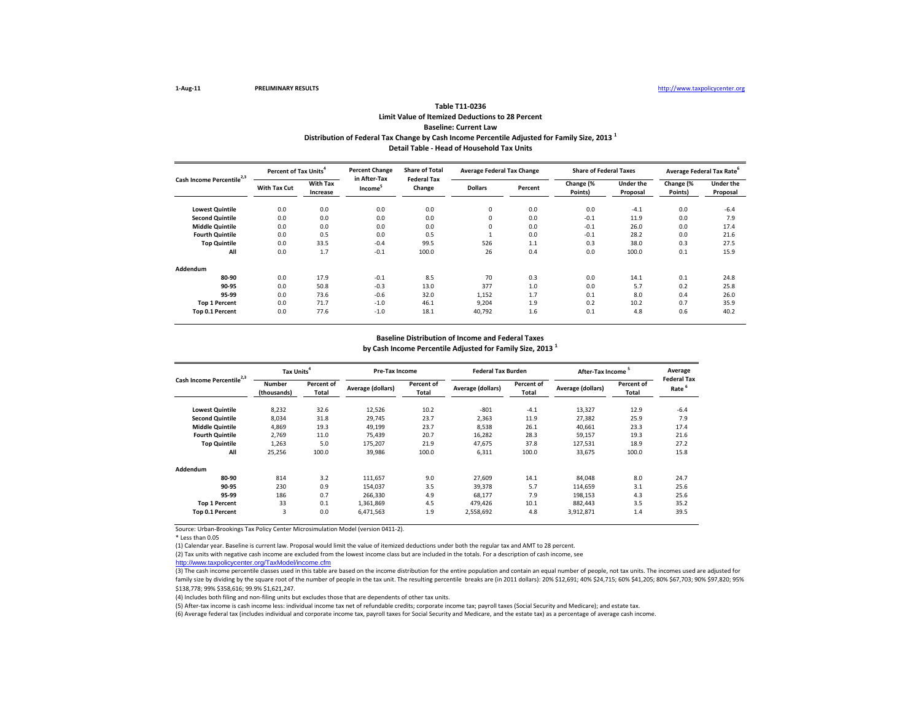1-Aug-11 **PRELIMINARY RESULTS** http://www.taxpolicycenter.org

### Table T11-0236
### Limit Value of Itemized Deductions to 28 Percent
### Baseline: Current Law
### Distribution of Federal Tax Change by Cash Income Percentile Adjusted for Family Size, 2013 [1]
### Detail Table - Head of Household Tax Units

| Cash Income Percentile[2,3] | Percent of Tax Units[4] | | Percent Change in After-Tax Income[5] | Share of Total Federal Tax Change | Average Federal Tax Change | | Share of Federal Taxes | | Average Federal Tax Rate[6] | |
|---|---|---|---|---|---|---|---|---|---|---|
| | With Tax Cut | With Tax Increase | | | Dollars | Percent | Change (% Points) | Under the Proposal | Change (% Points) | Under the Proposal |
| Lowest Quintile | 0.0 | 0.0 | 0.0 | 0.0 | 0 | 0.0 | 0.0 | -4.1 | 0.0 | -6.4 |
| Second Quintile | 0.0 | 0.0 | 0.0 | 0.0 | 0 | 0.0 | -0.1 | 11.9 | 0.0 | 7.9 |
| Middle Quintile | 0.0 | 0.0 | 0.0 | 0.0 | 0 | 0.0 | -0.1 | 26.0 | 0.0 | 17.4 |
| Fourth Quintile | 0.0 | 0.5 | 0.0 | 0.5 | 1 | 0.0 | -0.1 | 28.2 | 0.0 | 21.6 |
| Top Quintile | 0.0 | 33.5 | -0.4 | 99.5 | 526 | 1.1 | 0.3 | 38.0 | 0.3 | 27.5 |
| All | 0.0 | 1.7 | -0.1 | 100.0 | 26 | 0.4 | 0.0 | 100.0 | 0.1 | 15.9 |
| **Addendum** | | | | | | | | | | |
| 80-90 | 0.0 | 17.9 | -0.1 | 8.5 | 70 | 0.3 | 0.0 | 14.1 | 0.1 | 24.8 |
| 90-95 | 0.0 | 50.8 | -0.3 | 13.0 | 377 | 1.0 | 0.0 | 5.7 | 0.2 | 25.8 |
| 95-99 | 0.0 | 73.6 | -0.6 | 32.0 | 1,152 | 1.7 | 0.1 | 8.0 | 0.4 | 26.0 |
| Top 1 Percent | 0.0 | 71.7 | -1.0 | 46.1 | 9,204 | 1.9 | 0.2 | 10.2 | 0.7 | 35.9 |
| Top 0.1 Percent | 0.0 | 77.6 | -1.0 | 18.1 | 40,792 | 1.6 | 0.1 | 4.8 | 0.6 | 40.2 |

### Baseline Distribution of Income and Federal Taxes
### by Cash Income Percentile Adjusted for Family Size, 2013 [1]

| Cash Income Percentile[2,3] | Tax Units[4] | | Pre-Tax Income | | Federal Tax Burden | | After-Tax Income[5] | | Average Federal Tax Rate[6] |
|---|---|---|---|---|---|---|---|---|---|
| | Number (thousands) | Percent of Total | Average (dollars) | Percent of Total | Average (dollars) | Percent of Total | Average (dollars) | Percent of Total | |
| Lowest Quintile | 8,232 | 32.6 | 12,526 | 10.2 | -801 | -4.1 | 13,327 | 12.9 | -6.4 |
| Second Quintile | 8,034 | 31.8 | 29,745 | 23.7 | 2,363 | 11.9 | 27,382 | 25.9 | 7.9 |
| Middle Quintile | 4,869 | 19.3 | 49,199 | 23.7 | 8,538 | 26.1 | 40,661 | 23.3 | 17.4 |
| Fourth Quintile | 2,769 | 11.0 | 75,439 | 20.7 | 16,282 | 28.3 | 59,157 | 19.3 | 21.6 |
| Top Quintile | 1,263 | 5.0 | 175,207 | 21.9 | 47,675 | 37.8 | 127,531 | 18.9 | 27.2 |
| All | 25,256 | 100.0 | 39,986 | 100.0 | 6,311 | 100.0 | 33,675 | 100.0 | 15.8 |
| **Addendum** | | | | | | | | | |
| 80-90 | 814 | 3.2 | 111,657 | 9.0 | 27,609 | 14.1 | 84,048 | 8.0 | 24.7 |
| 90-95 | 230 | 0.9 | 154,037 | 3.5 | 39,378 | 5.7 | 114,659 | 3.1 | 25.6 |
| 95-99 | 186 | 0.7 | 266,330 | 4.9 | 68,177 | 7.9 | 198,153 | 4.3 | 25.6 |
| Top 1 Percent | 33 | 0.1 | 1,361,869 | 4.5 | 479,426 | 10.1 | 882,443 | 3.5 | 35.2 |
| Top 0.1 Percent | 3 | 0.0 | 6,471,563 | 1.9 | 2,558,692 | 4.8 | 3,912,871 | 1.4 | 39.5 |

Source: Urban-Brookings Tax Policy Center Microsimulation Model (version 0411-2).

* Less than 0.05

(1) Calendar year. Baseline is current law. Proposal would limit the value of itemized deductions under both the regular tax and AMT to 28 percent.

(2) Tax units with negative cash income are excluded from the lowest income class but are included in the totals. For a description of cash income, see
http://www.taxpolicycenter.org/TaxModel/income.cfm

(3) The cash income percentile classes used in this table are based on the income distribution for the entire population and contain an equal number of people, not tax units. The incomes used are adjusted for family size by dividing by the square root of the number of people in the tax unit. The resulting percentile breaks are (in 2011 dollars): 20% $12,691; 40% $24,715; 60% $41,205; 80% $67,703; 90% $97,820; 95% $138,778; 99% $358,616; 99.9% $1,621,247.

(4) Includes both filing and non-filing units but excludes those that are dependents of other tax units.

(5) After-tax income is cash income less: individual income tax net of refundable credits; corporate income tax; payroll taxes (Social Security and Medicare); and estate tax.

(6) Average federal tax (includes individual and corporate income tax, payroll taxes for Social Security and Medicare, and the estate tax) as a percentage of average cash income.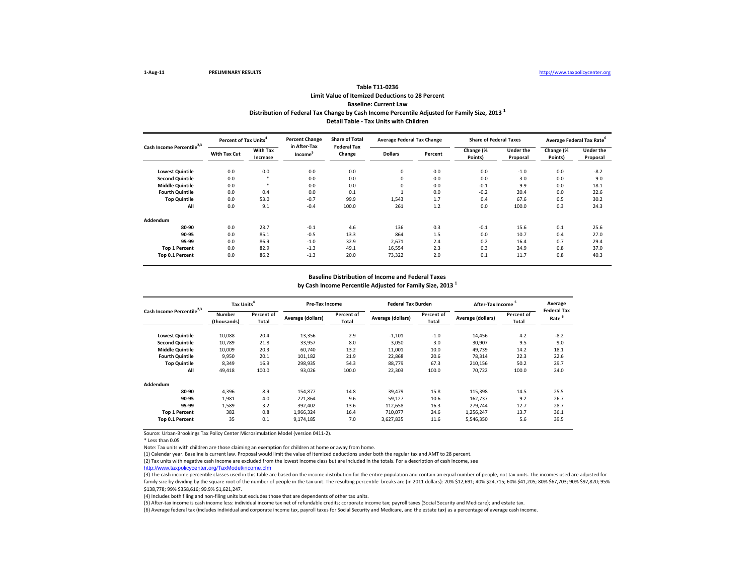1-Aug-11 **PRELIMINARY RESULTS** http://www.taxpolicycenter.org

## Table T11-0236
### Limit Value of Itemized Deductions to 28 Percent
### Baseline: Current Law
### Distribution of Federal Tax Change by Cash Income Percentile Adjusted for Family Size, 2013 [1]
### Detail Table - Tax Units with Children

| Cash Income Percentile[2,3] | Percent of Tax Units[4] | | Percent Change in After-Tax Income[5] | Share of Total Federal Tax Change | Average Federal Tax Change | | Share of Federal Taxes | | Average Federal Tax Rate[6] | |
|---|---|---|---|---|---|---|---|---|---|---|
| | With Tax Cut | With Tax Increase | | | Dollars | Percent | Change (% Points) | Under the Proposal | Change (% Points) | Under the Proposal |
| Lowest Quintile | 0.0 | 0.0 | 0.0 | 0.0 | 0 | 0.0 | 0.0 | -1.0 | 0.0 | -8.2 |
| Second Quintile | 0.0 | * | 0.0 | 0.0 | 0 | 0.0 | 0.0 | 3.0 | 0.0 | 9.0 |
| Middle Quintile | 0.0 | * | 0.0 | 0.0 | 0 | 0.0 | -0.1 | 9.9 | 0.0 | 18.1 |
| Fourth Quintile | 0.0 | 0.4 | 0.0 | 0.1 | 1 | 0.0 | -0.2 | 20.4 | 0.0 | 22.6 |
| Top Quintile | 0.0 | 53.0 | -0.7 | 99.9 | 1,543 | 1.7 | 0.4 | 67.6 | 0.5 | 30.2 |
| All | 0.0 | 9.1 | -0.4 | 100.0 | 261 | 1.2 | 0.0 | 100.0 | 0.3 | 24.3 |
| **Addendum** | | | | | | | | | | |
| 80-90 | 0.0 | 23.7 | -0.1 | 4.6 | 136 | 0.3 | -0.1 | 15.6 | 0.1 | 25.6 |
| 90-95 | 0.0 | 85.1 | -0.5 | 13.3 | 864 | 1.5 | 0.0 | 10.7 | 0.4 | 27.0 |
| 95-99 | 0.0 | 86.9 | -1.0 | 32.9 | 2,671 | 2.4 | 0.2 | 16.4 | 0.7 | 29.4 |
| Top 1 Percent | 0.0 | 82.9 | -1.3 | 49.1 | 16,554 | 2.3 | 0.3 | 24.9 | 0.8 | 37.0 |
| Top 0.1 Percent | 0.0 | 86.2 | -1.3 | 20.0 | 73,322 | 2.0 | 0.1 | 11.7 | 0.8 | 40.3 |

### Baseline Distribution of Income and Federal Taxes by Cash Income Percentile Adjusted for Family Size, 2013 [1]

| Cash Income Percentile[2,3] | Tax Units[4] | | Pre-Tax Income | | Federal Tax Burden | | After-Tax Income[5] | | Average Federal Tax Rate[6] |
|---|---|---|---|---|---|---|---|---|---|
| | Number (thousands) | Percent of Total | Average (dollars) | Percent of Total | Average (dollars) | Percent of Total | Average (dollars) | Percent of Total | |
| Lowest Quintile | 10,088 | 20.4 | 13,356 | 2.9 | -1,101 | -1.0 | 14,456 | 4.2 | -8.2 |
| Second Quintile | 10,789 | 21.8 | 33,957 | 8.0 | 3,050 | 3.0 | 30,907 | 9.5 | 9.0 |
| Middle Quintile | 10,009 | 20.3 | 60,740 | 13.2 | 11,001 | 10.0 | 49,739 | 14.2 | 18.1 |
| Fourth Quintile | 9,950 | 20.1 | 101,182 | 21.9 | 22,868 | 20.6 | 78,314 | 22.3 | 22.6 |
| Top Quintile | 8,349 | 16.9 | 298,935 | 54.3 | 88,779 | 67.3 | 210,156 | 50.2 | 29.7 |
| All | 49,418 | 100.0 | 93,026 | 100.0 | 22,303 | 100.0 | 70,722 | 100.0 | 24.0 |
| **Addendum** | | | | | | | | | |
| 80-90 | 4,396 | 8.9 | 154,877 | 14.8 | 39,479 | 15.8 | 115,398 | 14.5 | 25.5 |
| 90-95 | 1,981 | 4.0 | 221,864 | 9.6 | 59,127 | 10.6 | 162,737 | 9.2 | 26.7 |
| 95-99 | 1,589 | 3.2 | 392,402 | 13.6 | 112,658 | 16.3 | 279,744 | 12.7 | 28.7 |
| Top 1 Percent | 382 | 0.8 | 1,966,324 | 16.4 | 710,077 | 24.6 | 1,256,247 | 13.7 | 36.1 |
| Top 0.1 Percent | 35 | 0.1 | 9,174,185 | 7.0 | 3,627,835 | 11.6 | 5,546,350 | 5.6 | 39.5 |

Source: Urban-Brookings Tax Policy Center Microsimulation Model (version 0411-2).

\* Less than 0.05

Note: Tax units with children are those claiming an exemption for children at home or away from home.

(1) Calendar year. Baseline is current law. Proposal would limit the value of itemized deductions under both the regular tax and AMT to 28 percent.

(2) Tax units with negative cash income are excluded from the lowest income class but are included in the totals. For a description of cash income, see http://www.taxpolicycenter.org/TaxModel/income.cfm

(3) The cash income percentile classes used in this table are based on the income distribution for the entire population and contain an equal number of people, not tax units. The incomes used are adjusted for family size by dividing by the square root of the number of people in the tax unit. The resulting percentile breaks are (in 2011 dollars): 20% $12,691; 40% $24,715; 60% $41,205; 80% $67,703; 90% $97,820; 95% $138,778; 99% $358,616; 99.9% $1,621,247.

(4) Includes both filing and non-filing units but excludes those that are dependents of other tax units.

(5) After-tax income is cash income less: individual income tax net of refundable credits; corporate income tax; payroll taxes (Social Security and Medicare); and estate tax.

(6) Average federal tax (includes individual and corporate income tax, payroll taxes for Social Security and Medicare, and the estate tax) as a percentage of average cash income.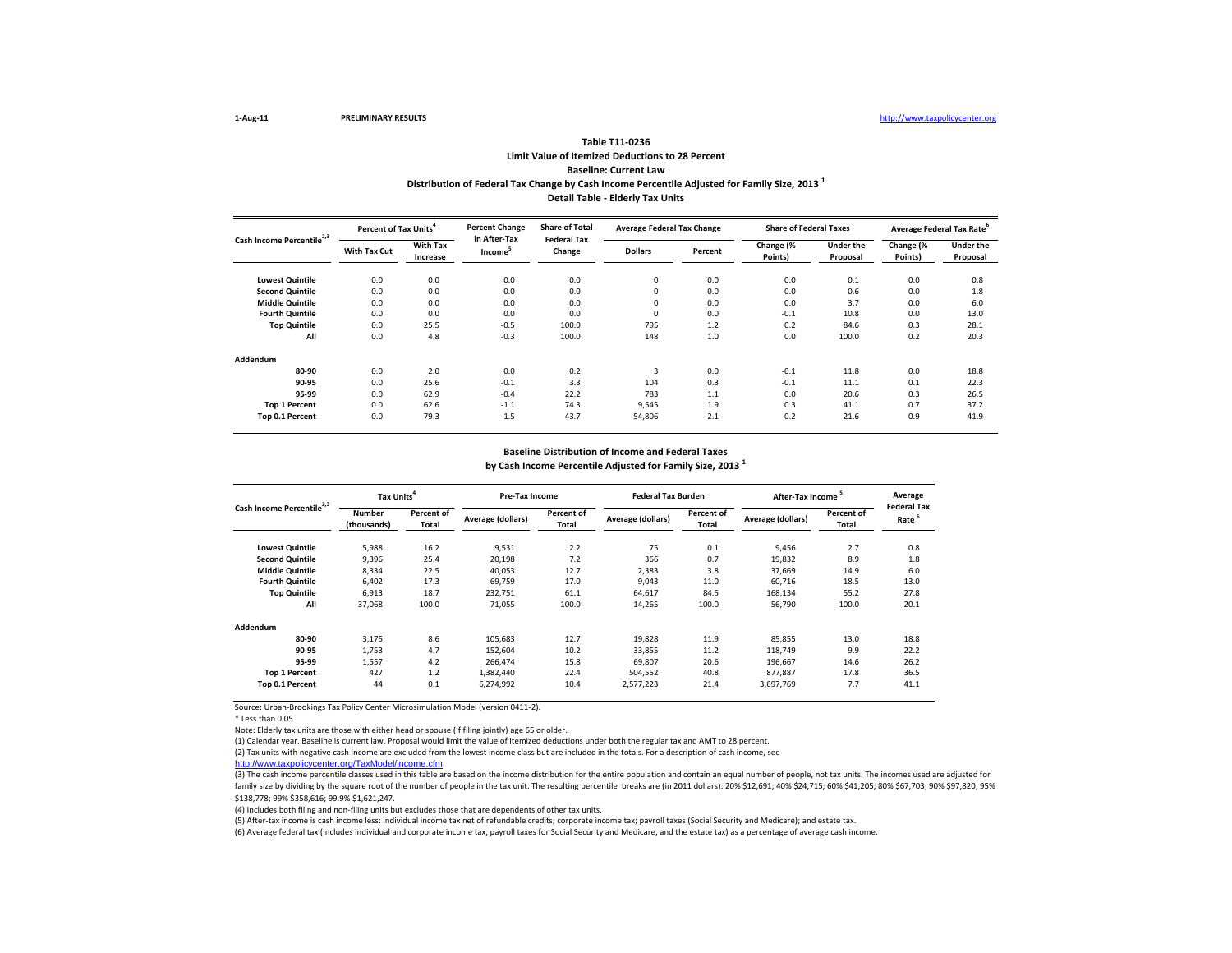1-Aug-11 **PRELIMINARY RESULTS** http://www.taxpolicycenter.org

**Table T11-0236**
**Limit Value of Itemized Deductions to 28 Percent**
**Baseline: Current Law**
**Distribution of Federal Tax Change by Cash Income Percentile Adjusted for Family Size, 2013 [1]**
**Detail Table - Elderly Tax Units**

| Cash Income Percentile[2,3] | Percent of Tax Units[4] | | Percent Change in After-Tax Income[5] | Share of Total Federal Tax Change | Average Federal Tax Change | | Share of Federal Taxes | | Average Federal Tax Rate[6] | |
|---|---|---|---|---|---|---|---|---|---|---|
| | With Tax Cut | With Tax Increase | | | Dollars | Percent | Change (% Points) | Under the Proposal | Change (% Points) | Under the Proposal |
| Lowest Quintile | 0.0 | 0.0 | 0.0 | 0.0 | 0 | 0.0 | 0.0 | 0.1 | 0.0 | 0.8 |
| Second Quintile | 0.0 | 0.0 | 0.0 | 0.0 | 0 | 0.0 | 0.0 | 0.6 | 0.0 | 1.8 |
| Middle Quintile | 0.0 | 0.0 | 0.0 | 0.0 | 0 | 0.0 | 0.0 | 3.7 | 0.0 | 6.0 |
| Fourth Quintile | 0.0 | 0.0 | 0.0 | 0.0 | 0 | 0.0 | -0.1 | 10.8 | 0.0 | 13.0 |
| Top Quintile | 0.0 | 25.5 | -0.5 | 100.0 | 795 | 1.2 | 0.2 | 84.6 | 0.3 | 28.1 |
| All | 0.0 | 4.8 | -0.3 | 100.0 | 148 | 1.0 | 0.0 | 100.0 | 0.2 | 20.3 |
| **Addendum** | | | | | | | | | | |
| 80-90 | 0.0 | 2.0 | 0.0 | 0.2 | 3 | 0.0 | -0.1 | 11.8 | 0.0 | 18.8 |
| 90-95 | 0.0 | 25.6 | -0.1 | 3.3 | 104 | 0.3 | -0.1 | 11.1 | 0.1 | 22.3 |
| 95-99 | 0.0 | 62.9 | -0.4 | 22.2 | 783 | 1.1 | 0.0 | 20.6 | 0.3 | 26.5 |
| Top 1 Percent | 0.0 | 62.6 | -1.1 | 74.3 | 9,545 | 1.9 | 0.3 | 41.1 | 0.7 | 37.2 |
| Top 0.1 Percent | 0.0 | 79.3 | -1.5 | 43.7 | 54,806 | 2.1 | 0.2 | 21.6 | 0.9 | 41.9 |

**Baseline Distribution of Income and Federal Taxes**
**by Cash Income Percentile Adjusted for Family Size, 2013 [1]**

| Cash Income Percentile[2,3] | Tax Units[4] | | Pre-Tax Income | | Federal Tax Burden | | After-Tax Income[5] | | Average Federal Tax Rate[6] |
|---|---|---|---|---|---|---|---|---|---|
| | Number (thousands) | Percent of Total | Average (dollars) | Percent of Total | Average (dollars) | Percent of Total | Average (dollars) | Percent of Total | |
| Lowest Quintile | 5,988 | 16.2 | 9,531 | 2.2 | 75 | 0.1 | 9,456 | 2.7 | 0.8 |
| Second Quintile | 9,396 | 25.4 | 20,198 | 7.2 | 366 | 0.7 | 19,832 | 8.9 | 1.8 |
| Middle Quintile | 8,334 | 22.5 | 40,053 | 12.7 | 2,383 | 3.8 | 37,669 | 14.9 | 6.0 |
| Fourth Quintile | 6,402 | 17.3 | 69,759 | 17.0 | 9,043 | 11.0 | 60,716 | 18.5 | 13.0 |
| Top Quintile | 6,913 | 18.7 | 232,751 | 61.1 | 64,617 | 84.5 | 168,134 | 55.2 | 27.8 |
| All | 37,068 | 100.0 | 71,055 | 100.0 | 14,265 | 100.0 | 56,790 | 100.0 | 20.1 |
| **Addendum** | | | | | | | | | |
| 80-90 | 3,175 | 8.6 | 105,683 | 12.7 | 19,828 | 11.9 | 85,855 | 13.0 | 18.8 |
| 90-95 | 1,753 | 4.7 | 152,604 | 10.2 | 33,855 | 11.2 | 118,749 | 9.9 | 22.2 |
| 95-99 | 1,557 | 4.2 | 266,474 | 15.8 | 69,807 | 20.6 | 196,667 | 14.6 | 26.2 |
| Top 1 Percent | 427 | 1.2 | 1,382,440 | 22.4 | 504,552 | 40.8 | 877,887 | 17.8 | 36.5 |
| Top 0.1 Percent | 44 | 0.1 | 6,274,992 | 10.4 | 2,577,223 | 21.4 | 3,697,769 | 7.7 | 41.1 |

Source: Urban-Brookings Tax Policy Center Microsimulation Model (version 0411-2).

* Less than 0.05

Note: Elderly tax units are those with either head or spouse (if filing jointly) age 65 or older.

(1) Calendar year. Baseline is current law. Proposal would limit the value of itemized deductions under both the regular tax and AMT to 28 percent.

(2) Tax units with negative cash income are excluded from the lowest income class but are included in the totals. For a description of cash income, see http://www.taxpolicycenter.org/TaxModel/income.cfm

(3) The cash income percentile classes used in this table are based on the income distribution for the entire population and contain an equal number of people, not tax units. The incomes used are adjusted for family size by dividing by the square root of the number of people in the tax unit. The resulting percentile breaks are (in 2011 dollars): 20% $12,691; 40% $24,715; 60% $41,205; 80% $67,703; 90% $97,820; 95% $138,778; 99% $358,616; 99.9% $1,621,247.

(4) Includes both filing and non-filing units but excludes those that are dependents of other tax units.

(5) After-tax income is cash income less: individual income tax net of refundable credits; corporate income tax; payroll taxes (Social Security and Medicare); and estate tax.

(6) Average federal tax (includes individual and corporate income tax, payroll taxes for Social Security and Medicare, and the estate tax) as a percentage of average cash income.